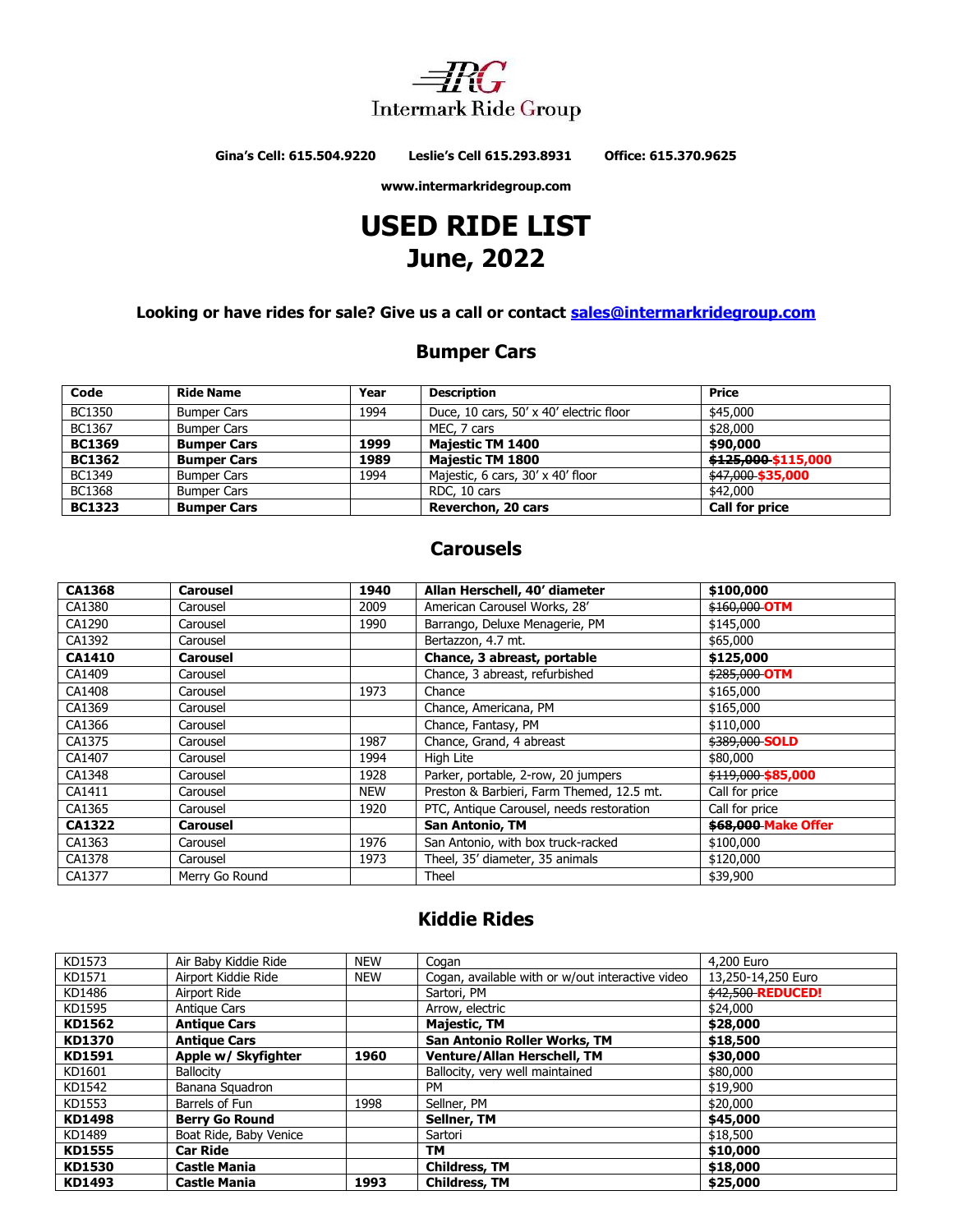Intermark Ride Group

**Gina's Cell: 615.504.9220 Leslie's Cell 615.293.8931 Office: 615.370.9625**

**www.intermarkridegroup.com**

# USED RIDE LIST
# June, 2022

**Looking or have rides for sale? Give us a call or contact sales@intermarkridegroup.com**

## Bumper Cars

| Code | Ride Name | Year | Description | Price |
|---|---|---|---|---|
| BC1350 | Bumper Cars | 1994 | Duce, 10 cars, 50' x 40' electric floor | $45,000 |
| BC1367 | Bumper Cars | | MEC, 7 cars | $28,000 |
| **BC1369** | **Bumper Cars** | **1999** | **Majestic TM 1400** | **$90,000** |
| **BC1362** | **Bumper Cars** | **1989** | **Majestic TM 1800** | **~~$125,000~~ $115,000** |
| BC1349 | Bumper Cars | 1994 | Majestic, 6 cars, 30' x 40' floor | ~~$47,000~~ **$35,000** |
| BC1368 | Bumper Cars | | RDC, 10 cars | $42,000 |
| **BC1323** | **Bumper Cars** | | **Reverchon, 20 cars** | **Call for price** |

## Carousels

| Code | Ride Name | Year | Description | Price |
|---|---|---|---|---|
| **CA1368** | **Carousel** | **1940** | **Allan Herschell, 40' diameter** | **$100,000** |
| CA1380 | Carousel | 2009 | American Carousel Works, 28' | ~~$160,000~~ **OTM** |
| CA1290 | Carousel | 1990 | Barrango, Deluxe Menagerie, PM | $145,000 |
| CA1392 | Carousel | | Bertazzon, 4.7 mt. | $65,000 |
| **CA1410** | **Carousel** | | **Chance, 3 abreast, portable** | **$125,000** |
| CA1409 | Carousel | | Chance, 3 abreast, refurbished | ~~$285,000~~ **OTM** |
| CA1408 | Carousel | 1973 | Chance | $165,000 |
| CA1369 | Carousel | | Chance, Americana, PM | $165,000 |
| CA1366 | Carousel | | Chance, Fantasy, PM | $110,000 |
| CA1375 | Carousel | 1987 | Chance, Grand, 4 abreast | ~~$389,000~~ **SOLD** |
| CA1407 | Carousel | 1994 | High Lite | $80,000 |
| CA1348 | Carousel | 1928 | Parker, portable, 2-row, 20 jumpers | ~~$119,000~~ **$85,000** |
| CA1411 | Carousel | NEW | Preston & Barbieri, Farm Themed, 12.5 mt. | Call for price |
| CA1365 | Carousel | 1920 | PTC, Antique Carousel, needs restoration | Call for price |
| **CA1322** | **Carousel** | | **San Antonio, TM** | **~~$68,000~~ Make Offer** |
| CA1363 | Carousel | 1976 | San Antonio, with box truck-racked | $100,000 |
| CA1378 | Carousel | 1973 | Theel, 35' diameter, 35 animals | $120,000 |
| CA1377 | Merry Go Round | | Theel | $39,900 |

## Kiddie Rides

| Code | Ride Name | Year | Description | Price |
|---|---|---|---|---|
| KD1573 | Air Baby Kiddie Ride | NEW | Cogan | 4,200 Euro |
| KD1571 | Airport Kiddie Ride | NEW | Cogan, available with or w/out interactive video | 13,250-14,250 Euro |
| KD1486 | Airport Ride | | Sartori, PM | ~~$42,500~~ **REDUCED!** |
| KD1595 | Antique Cars | | Arrow, electric | $24,000 |
| **KD1562** | **Antique Cars** | | **Majestic, TM** | **$28,000** |
| **KD1370** | **Antique Cars** | | **San Antonio Roller Works, TM** | **$18,500** |
| **KD1591** | **Apple w/ Skyfighter** | **1960** | **Venture/Allan Herschell, TM** | **$30,000** |
| KD1601 | Ballocity | | Ballocity, very well maintained | $80,000 |
| KD1542 | Banana Squadron | | PM | $19,900 |
| KD1553 | Barrels of Fun | 1998 | Sellner, PM | $20,000 |
| **KD1498** | **Berry Go Round** | | **Sellner, TM** | **$45,000** |
| KD1489 | Boat Ride, Baby Venice | | Sartori | $18,500 |
| **KD1555** | **Car Ride** | | **TM** | **$10,000** |
| **KD1530** | **Castle Mania** | | **Childress, TM** | **$18,000** |
| **KD1493** | **Castle Mania** | **1993** | **Childress, TM** | **$25,000** |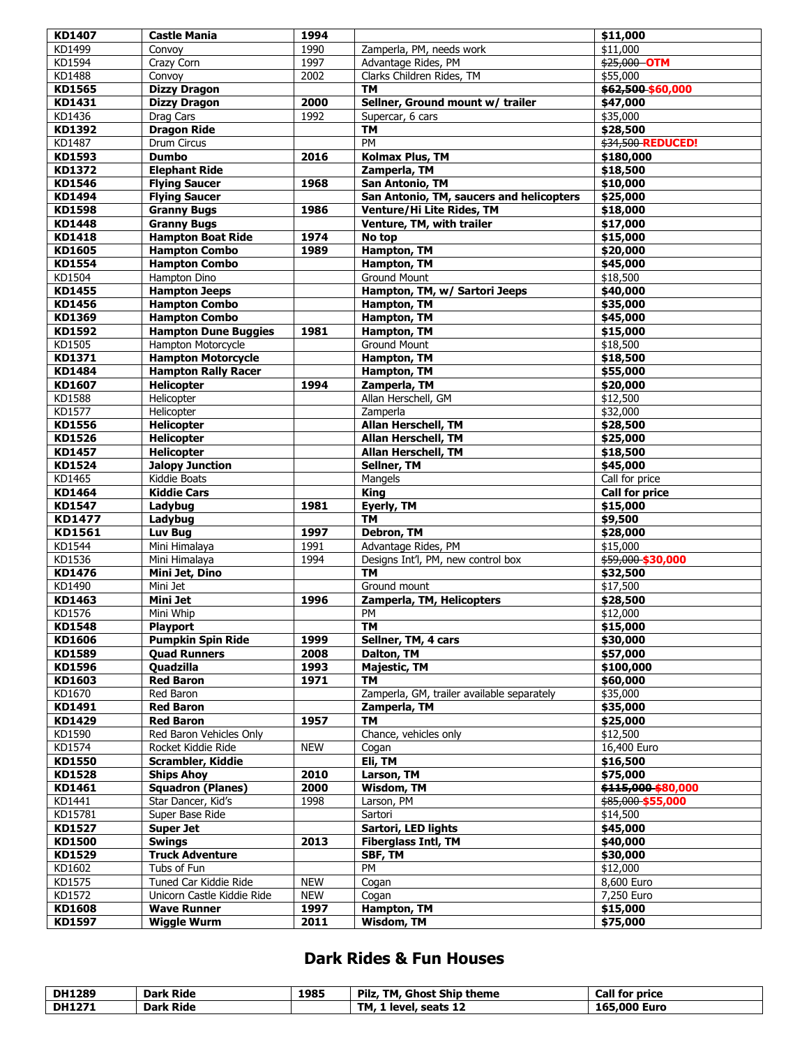| | | | | |
|---|---|---|---|---|
| **KD1407** | **Castle Mania** | **1994** | | **$11,000** |
| KD1499 | Convoy | 1990 | Zamperla, PM, needs work | $11,000 |
| KD1594 | Crazy Corn | 1997 | Advantage Rides, PM | ~~$25,000~~ **OTM** |
| KD1488 | Convoy | 2002 | Clarks Children Rides, TM | $55,000 |
| **KD1565** | **Dizzy Dragon** | | **TM** | ~~**$62,500**~~ **$60,000** |
| **KD1431** | **Dizzy Dragon** | **2000** | **Sellner, Ground mount w/ trailer** | **$47,000** |
| KD1436 | Drag Cars | 1992 | Supercar, 6 cars | $35,000 |
| **KD1392** | **Dragon Ride** | | **TM** | **$28,500** |
| KD1487 | Drum Circus | | PM | ~~$34,500~~ **REDUCED!** |
| **KD1593** | **Dumbo** | **2016** | **Kolmax Plus, TM** | **$180,000** |
| **KD1372** | **Elephant Ride** | | **Zamperla, TM** | **$18,500** |
| **KD1546** | **Flying Saucer** | **1968** | **San Antonio, TM** | **$10,000** |
| **KD1494** | **Flying Saucer** | | **San Antonio, TM, saucers and helicopters** | **$25,000** |
| **KD1598** | **Granny Bugs** | **1986** | **Venture/Hi Lite Rides, TM** | **$18,000** |
| **KD1448** | **Granny Bugs** | | **Venture, TM, with trailer** | **$17,000** |
| **KD1418** | **Hampton Boat Ride** | **1974** | **No top** | **$15,000** |
| **KD1605** | **Hampton Combo** | **1989** | **Hampton, TM** | **$20,000** |
| **KD1554** | **Hampton Combo** | | **Hampton, TM** | **$45,000** |
| KD1504 | Hampton Dino | | Ground Mount | $18,500 |
| **KD1455** | **Hampton Jeeps** | | **Hampton, TM, w/ Sartori Jeeps** | **$40,000** |
| **KD1456** | **Hampton Combo** | | **Hampton, TM** | **$35,000** |
| **KD1369** | **Hampton Combo** | | **Hampton, TM** | **$45,000** |
| **KD1592** | **Hampton Dune Buggies** | **1981** | **Hampton, TM** | **$15,000** |
| KD1505 | Hampton Motorcycle | | Ground Mount | $18,500 |
| **KD1371** | **Hampton Motorcycle** | | **Hampton, TM** | **$18,500** |
| **KD1484** | **Hampton Rally Racer** | | **Hampton, TM** | **$55,000** |
| **KD1607** | **Helicopter** | **1994** | **Zamperla, TM** | **$20,000** |
| KD1588 | Helicopter | | Allan Herschell, GM | $12,500 |
| KD1577 | Helicopter | | Zamperla | $32,000 |
| **KD1556** | **Helicopter** | | **Allan Herschell, TM** | **$28,500** |
| **KD1526** | **Helicopter** | | **Allan Herschell, TM** | **$25,000** |
| **KD1457** | **Helicopter** | | **Allan Herschell, TM** | **$18,500** |
| **KD1524** | **Jalopy Junction** | | **Sellner, TM** | **$45,000** |
| KD1465 | Kiddie Boats | | Mangels | Call for price |
| **KD1464** | **Kiddie Cars** | | **King** | **Call for price** |
| **KD1547** | **Ladybug** | **1981** | **Eyerly, TM** | **$15,000** |
| **KD1477** | **Ladybug** | | **TM** | **$9,500** |
| **KD1561** | **Luv Bug** | **1997** | **Debron, TM** | **$28,000** |
| KD1544 | Mini Himalaya | 1991 | Advantage Rides, PM | $15,000 |
| KD1536 | Mini Himalaya | 1994 | Designs Int'l, PM, new control box | ~~$59,000~~ **$30,000** |
| **KD1476** | **Mini Jet, Dino** | | **TM** | **$32,500** |
| KD1490 | Mini Jet | | Ground mount | $17,500 |
| **KD1463** | **Mini Jet** | **1996** | **Zamperla, TM, Helicopters** | **$28,500** |
| KD1576 | Mini Whip | | PM | $12,000 |
| **KD1548** | **Playport** | | **TM** | **$15,000** |
| **KD1606** | **Pumpkin Spin Ride** | **1999** | **Sellner, TM, 4 cars** | **$30,000** |
| **KD1589** | **Quad Runners** | **2008** | **Dalton, TM** | **$57,000** |
| **KD1596** | **Quadzilla** | **1993** | **Majestic, TM** | **$100,000** |
| **KD1603** | **Red Baron** | **1971** | **TM** | **$60,000** |
| KD1670 | Red Baron | | Zamperla, GM, trailer available separately | $35,000 |
| **KD1491** | **Red Baron** | | **Zamperla, TM** | **$35,000** |
| **KD1429** | **Red Baron** | **1957** | **TM** | **$25,000** |
| KD1590 | Red Baron Vehicles Only | | Chance, vehicles only | $12,500 |
| KD1574 | Rocket Kiddie Ride | NEW | Cogan | 16,400 Euro |
| **KD1550** | **Scrambler, Kiddie** | | **Eli, TM** | **$16,500** |
| **KD1528** | **Ships Ahoy** | **2010** | **Larson, TM** | **$75,000** |
| **KD1461** | **Squadron (Planes)** | **2000** | **Wisdom, TM** | ~~**$115,000**~~ **$80,000** |
| KD1441 | Star Dancer, Kid's | 1998 | Larson, PM | ~~$85,000~~ **$55,000** |
| KD15781 | Super Base Ride | | Sartori | $14,500 |
| **KD1527** | **Super Jet** | | **Sartori, LED lights** | **$45,000** |
| **KD1500** | **Swings** | **2013** | **Fiberglass Intl, TM** | **$40,000** |
| **KD1529** | **Truck Adventure** | | **SBF, TM** | **$30,000** |
| KD1602 | Tubs of Fun | | PM | $12,000 |
| KD1575 | Tuned Car Kiddie Ride | NEW | Cogan | 8,600 Euro |
| KD1572 | Unicorn Castle Kiddie Ride | NEW | Cogan | 7,250 Euro |
| **KD1608** | **Wave Runner** | **1997** | **Hampton, TM** | **$15,000** |
| **KD1597** | **Wiggle Wurm** | **2011** | **Wisdom, TM** | **$75,000** |

## Dark Rides & Fun Houses

| | | | | |
|---|---|---|---|---|
| **DH1289** | **Dark Ride** | **1985** | **Pilz, TM, Ghost Ship theme** | **Call for price** |
| **DH1271** | **Dark Ride** | | **TM, 1 level, seats 12** | **165,000 Euro** |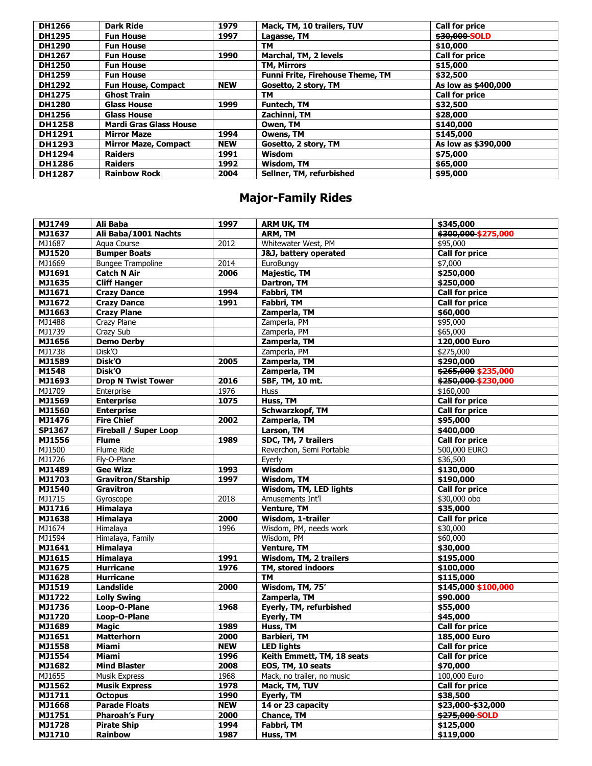| DH1266 | Dark Ride | 1979 | Mack, TM, 10 trailers, TUV | Call for price |
|---|---|---|---|---|
| DH1295 | Fun House | 1997 | Lagasse, TM | ~~$30,000~~ SOLD |
| DH1290 | Fun House | | TM | $10,000 |
| DH1267 | Fun House | 1990 | Marchal, TM, 2 levels | Call for price |
| DH1250 | Fun House | | TM, Mirrors | $15,000 |
| DH1259 | Fun House | | Funni Frite, Firehouse Theme, TM | $32,500 |
| DH1292 | Fun House, Compact | NEW | Gosetto, 2 story, TM | As low as $400,000 |
| DH1275 | Ghost Train | | TM | Call for price |
| DH1280 | Glass House | 1999 | Funtech, TM | $32,500 |
| DH1256 | Glass House | | Zachinni, TM | $28,000 |
| DH1258 | Mardi Gras Glass House | | Owen, TM | $140,000 |
| DH1291 | Mirror Maze | 1994 | Owens, TM | $145,000 |
| DH1293 | Mirror Maze, Compact | NEW | Gosetto, 2 story, TM | As low as $390,000 |
| DH1294 | Raiders | 1991 | Wisdom | $75,000 |
| DH1286 | Raiders | 1992 | Wisdom, TM | $65,000 |
| DH1287 | Rainbow Rock | 2004 | Sellner, TM, refurbished | $95,000 |

## Major-Family Rides

| MJ1749 | Ali Baba | 1997 | ARM UK, TM | $345,000 |
|---|---|---|---|---|
| MJ1637 | Ali Baba/1001 Nachts | | ARM, TM | ~~$300,000~~ $275,000 |
| MJ1687 | Aqua Course | 2012 | Whitewater West, PM | $95,000 |
| MJ1520 | Bumper Boats | | J&J, battery operated | Call for price |
| MJ1669 | Bungee Trampoline | 2014 | EuroBungy | $7,000 |
| MJ1691 | Catch N Air | 2006 | Majestic, TM | $250,000 |
| MJ1635 | Cliff Hanger | | Dartron, TM | $250,000 |
| MJ1671 | Crazy Dance | 1994 | Fabbri, TM | Call for price |
| MJ1672 | Crazy Dance | 1991 | Fabbri, TM | Call for price |
| MJ1663 | Crazy Plane | | Zamperla, TM | $60,000 |
| MJ1488 | Crazy Plane | | Zamperla, PM | $95,000 |
| MJ1739 | Crazy Sub | | Zamperla, PM | $65,000 |
| MJ1656 | Demo Derby | | Zamperla, TM | 120,000 Euro |
| MJ1738 | Disk'O | | Zamperla, PM | $275,000 |
| MJ1589 | Disk'O | 2005 | Zamperla, TM | $290,000 |
| M1548 | Disk'O | | Zamperla, TM | ~~$265,000~~ $235,000 |
| MJ1693 | Drop N Twist Tower | 2016 | SBF, TM, 10 mt. | ~~$250,000~~ $230,000 |
| MJ1709 | Enterprise | 1976 | Huss | $160,000 |
| MJ1569 | Enterprise | 1075 | Huss, TM | Call for price |
| MJ1560 | Enterprise | | Schwarzkopf, TM | Call for price |
| MJ1476 | Fire Chief | 2002 | Zamperla, TM | $95,000 |
| SP1367 | Fireball / Super Loop | | Larson, TM | $400,000 |
| MJ1556 | Flume | 1989 | SDC, TM, 7 trailers | Call for price |
| MJ1500 | Flume Ride | | Reverchon, Semi Portable | 500,000 EURO |
| MJ1726 | Fly-O-Plane | | Eyerly | $36,500 |
| MJ1489 | Gee Wizz | 1993 | Wisdom | $130,000 |
| MJ1703 | Gravitron/Starship | 1997 | Wisdom, TM | $190,000 |
| MJ1540 | Gravitron | | Wisdom, TM, LED lights | Call for price |
| MJ1715 | Gyroscope | 2018 | Amusements Int'l | $30,000 obo |
| MJ1716 | Himalaya | | Venture, TM | $35,000 |
| MJ1638 | Himalaya | 2000 | Wisdom, 1-trailer | Call for price |
| MJ1674 | Himalaya | 1996 | Wisdom, PM, needs work | $30,000 |
| MJ1594 | Himalaya, Family | | Wisdom, PM | $60,000 |
| MJ1641 | Himalaya | | Venture, TM | $30,000 |
| MJ1615 | Himalaya | 1991 | Wisdom, TM, 2 trailers | $195,000 |
| MJ1675 | Hurricane | 1976 | TM, stored indoors | $100,000 |
| MJ1628 | Hurricane | | TM | $115,000 |
| MJ1519 | Landslide | 2000 | Wisdom, TM, 75' | ~~$145,000~~ $100,000 |
| MJ1722 | Lolly Swing | | Zamperla, TM | $90.000 |
| MJ1736 | Loop-O-Plane | 1968 | Eyerly, TM, refurbished | $55,000 |
| MJ1720 | Loop-O-Plane | | Eyerly, TM | $45,000 |
| MJ1689 | Magic | 1989 | Huss, TM | Call for price |
| MJ1651 | Matterhorn | 2000 | Barbieri, TM | 185,000 Euro |
| MJ1558 | Miami | NEW | LED lights | Call for price |
| MJ1554 | Miami | 1996 | Keith Emmett, TM, 18 seats | Call for price |
| MJ1682 | Mind Blaster | 2008 | EOS, TM, 10 seats | $70,000 |
| MJ1655 | Musik Express | 1968 | Mack, no trailer, no music | 100,000 Euro |
| MJ1562 | Musik Express | 1978 | Mack, TM, TUV | Call for price |
| MJ1711 | Octopus | 1990 | Eyerly, TM | $38,500 |
| MJ1668 | Parade Floats | NEW | 14 or 23 capacity | $23,000-$32,000 |
| MJ1751 | Pharoah's Fury | 2000 | Chance, TM | ~~$275,000~~ SOLD |
| MJ1728 | Pirate Ship | 1994 | Fabbri, TM | $125,000 |
| MJ1710 | Rainbow | 1987 | Huss, TM | $119,000 |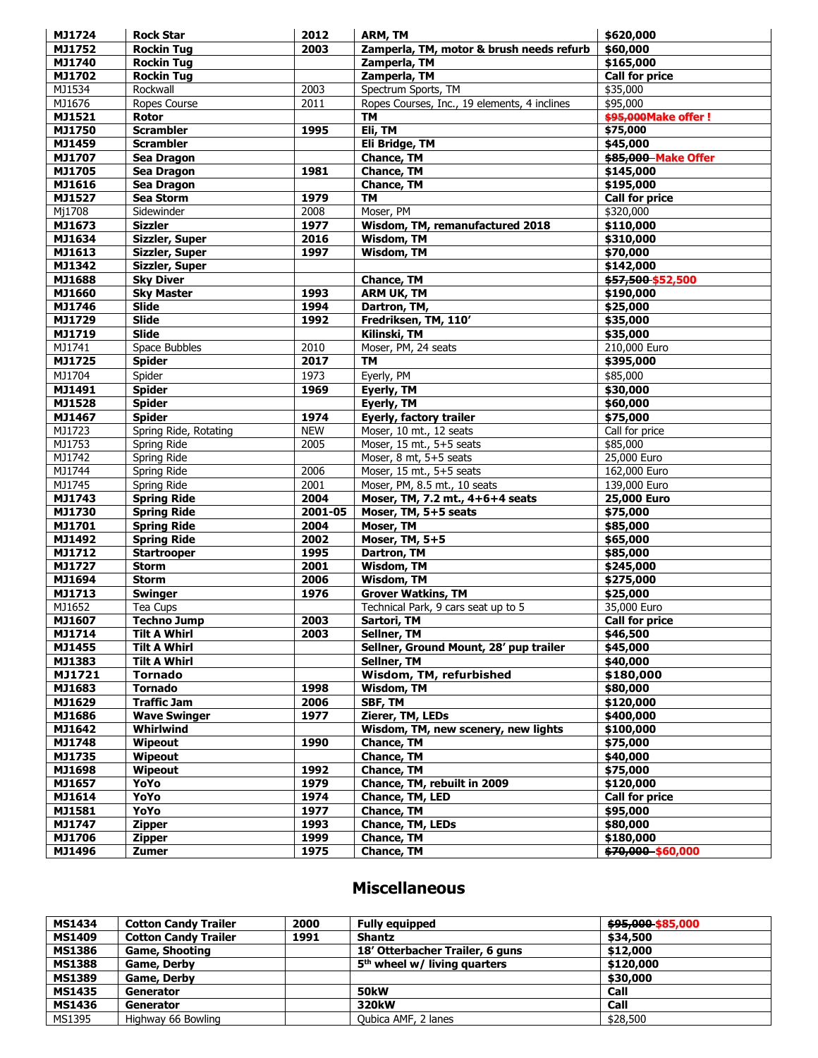| MJ1724 | Rock Star | 2012 | ARM, TM | $620,000 |
|---|---|---|---|---|
| MJ1752 | Rockin Tug | 2003 | Zamperla, TM, motor & brush needs refurb | $60,000 |
| MJ1740 | Rockin Tug | | Zamperla, TM | $165,000 |
| MJ1702 | Rockin Tug | | Zamperla, TM | Call for price |
| MJ1534 | Rockwall | 2003 | Spectrum Sports, TM | $35,000 |
| MJ1676 | Ropes Course | 2011 | Ropes Courses, Inc., 19 elements, 4 inclines | $95,000 |
| MJ1521 | Rotor | | TM | ~~$95,000~~Make offer ! |
| MJ1750 | Scrambler | 1995 | Eli, TM | $75,000 |
| MJ1459 | Scrambler | | Eli Bridge, TM | $45,000 |
| MJ1707 | Sea Dragon | | Chance, TM | ~~$85,000~~ Make Offer |
| MJ1705 | Sea Dragon | 1981 | Chance, TM | $145,000 |
| MJ1616 | Sea Dragon | | Chance, TM | $195,000 |
| MJ1527 | Sea Storm | 1979 | TM | Call for price |
| Mj1708 | Sidewinder | 2008 | Moser, PM | $320,000 |
| MJ1673 | Sizzler | 1977 | Wisdom, TM, remanufactured 2018 | $110,000 |
| MJ1634 | Sizzler, Super | 2016 | Wisdom, TM | $310,000 |
| MJ1613 | Sizzler, Super | 1997 | Wisdom, TM | $70,000 |
| MJ1342 | Sizzler, Super | | | $142,000 |
| MJ1688 | Sky Diver | | Chance, TM | ~~$57,500~~ $52,500 |
| MJ1660 | Sky Master | 1993 | ARM UK, TM | $190,000 |
| MJ1746 | Slide | 1994 | Dartron, TM, | $25,000 |
| MJ1729 | Slide | 1992 | Fredriksen, TM, 110' | $35,000 |
| MJ1719 | Slide | | Kilinski, TM | $35,000 |
| MJ1741 | Space Bubbles | 2010 | Moser, PM, 24 seats | 210,000 Euro |
| MJ1725 | Spider | 2017 | TM | $395,000 |
| MJ1704 | Spider | 1973 | Eyerly, PM | $85,000 |
| MJ1491 | Spider | 1969 | Eyerly, TM | $30,000 |
| MJ1528 | Spider | | Eyerly, TM | $60,000 |
| MJ1467 | Spider | 1974 | Eyerly, factory trailer | $75,000 |
| MJ1723 | Spring Ride, Rotating | NEW | Moser, 10 mt., 12 seats | Call for price |
| MJ1753 | Spring Ride | 2005 | Moser, 15 mt., 5+5 seats | $85,000 |
| MJ1742 | Spring Ride | | Moser, 8 mt, 5+5 seats | 25,000 Euro |
| MJ1744 | Spring Ride | 2006 | Moser, 15 mt., 5+5 seats | 162,000 Euro |
| MJ1745 | Spring Ride | 2001 | Moser, PM, 8.5 mt., 10 seats | 139,000 Euro |
| MJ1743 | Spring Ride | 2004 | Moser, TM, 7.2 mt., 4+6+4 seats | 25,000 Euro |
| MJ1730 | Spring Ride | 2001-05 | Moser, TM, 5+5 seats | $75,000 |
| MJ1701 | Spring Ride | 2004 | Moser, TM | $85,000 |
| MJ1492 | Spring Ride | 2002 | Moser, TM, 5+5 | $65,000 |
| MJ1712 | Startrooper | 1995 | Dartron, TM | $85,000 |
| MJ1727 | Storm | 2001 | Wisdom, TM | $245,000 |
| MJ1694 | Storm | 2006 | Wisdom, TM | $275,000 |
| MJ1713 | Swinger | 1976 | Grover Watkins, TM | $25,000 |
| MJ1652 | Tea Cups | | Technical Park, 9 cars seat up to 5 | 35,000 Euro |
| MJ1607 | Techno Jump | 2003 | Sartori, TM | Call for price |
| MJ1714 | Tilt A Whirl | 2003 | Sellner, TM | $46,500 |
| MJ1455 | Tilt A Whirl | | Sellner, Ground Mount, 28' pup trailer | $45,000 |
| MJ1383 | Tilt A Whirl | | Sellner, TM | $40,000 |
| MJ1721 | Tornado | | Wisdom, TM, refurbished | $180,000 |
| MJ1683 | Tornado | 1998 | Wisdom, TM | $80,000 |
| MJ1629 | Traffic Jam | 2006 | SBF, TM | $120,000 |
| MJ1686 | Wave Swinger | 1977 | Zierer, TM, LEDs | $400,000 |
| MJ1642 | Whirlwind | | Wisdom, TM, new scenery, new lights | $100,000 |
| MJ1748 | Wipeout | 1990 | Chance, TM | $75,000 |
| MJ1735 | Wipeout | | Chance, TM | $40,000 |
| MJ1698 | Wipeout | 1992 | Chance, TM | $75,000 |
| MJ1657 | YoYo | 1979 | Chance, TM, rebuilt in 2009 | $120,000 |
| MJ1614 | YoYo | 1974 | Chance, TM, LED | Call for price |
| MJ1581 | YoYo | 1977 | Chance, TM | $95,000 |
| MJ1747 | Zipper | 1993 | Chance, TM, LEDs | $80,000 |
| MJ1706 | Zipper | 1999 | Chance, TM | $180,000 |
| MJ1496 | Zumer | 1975 | Chance, TM | ~~$70,000~~ $60,000 |

## Miscellaneous

| MS1434 | Cotton Candy Trailer | 2000 | Fully equipped | ~~$95,000~~ $85,000 |
|---|---|---|---|---|
| MS1409 | Cotton Candy Trailer | 1991 | Shantz | $34,500 |
| MS1386 | Game, Shooting | | 18' Otterbacher Trailer, 6 guns | $12,000 |
| MS1388 | Game, Derby | | 5th wheel w/ living quarters | $120,000 |
| MS1389 | Game, Derby | | | $30,000 |
| MS1435 | Generator | | 50kW | Call |
| MS1436 | Generator | | 320kW | Call |
| MS1395 | Highway 66 Bowling | | Qubica AMF, 2 lanes | $28,500 |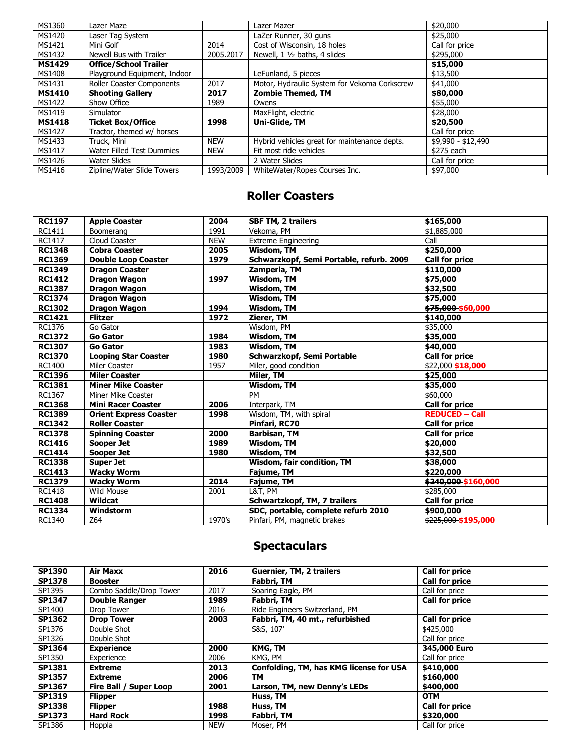| | | | | |
|---|---|---|---|---|
| MS1360 | Lazer Maze | | Lazer Mazer | $20,000 |
| MS1420 | Laser Tag System | | LaZer Runner, 30 guns | $25,000 |
| MS1421 | Mini Golf | 2014 | Cost of Wisconsin, 18 holes | Call for price |
| MS1432 | Newell Bus with Trailer | 2005.2017 | Newell, 1 ½ baths, 4 slides | $295,000 |
| **MS1429** | **Office/School Trailer** | | | **$15,000** |
| MS1408 | Playground Equipment, Indoor | | LeFunland, 5 pieces | $13,500 |
| MS1431 | Roller Coaster Components | 2017 | Motor, Hydraulic System for Vekoma Corkscrew | $41,000 |
| **MS1410** | **Shooting Gallery** | **2017** | **Zombie Themed, TM** | **$80,000** |
| MS1422 | Show Office | 1989 | Owens | $55,000 |
| MS1419 | Simulator | | MaxFlight, electric | $28,000 |
| **MS1418** | **Ticket Box/Office** | **1998** | **Uni-Glide, TM** | **$20,500** |
| MS1427 | Tractor, themed w/ horses | | | Call for price |
| MS1433 | Truck, Mini | NEW | Hybrid vehicles great for maintenance depts. | $9,990 - $12,490 |
| MS1417 | Water Filled Test Dummies | NEW | Fit most ride vehicles | $275 each |
| MS1426 | Water Slides | | 2 Water Slides | Call for price |
| MS1416 | Zipline/Water Slide Towers | 1993/2009 | WhiteWater/Ropes Courses Inc. | $97,000 |

## Roller Coasters

| | | | | |
|---|---|---|---|---|
| **RC1197** | **Apple Coaster** | **2004** | **SBF TM, 2 trailers** | **$165,000** |
| RC1411 | Boomerang | 1991 | Vekoma, PM | $1,885,000 |
| RC1417 | Cloud Coaster | NEW | Extreme Engineering | Call |
| **RC1348** | **Cobra Coaster** | **2005** | **Wisdom, TM** | **$250,000** |
| **RC1369** | **Double Loop Coaster** | **1979** | **Schwarzkopf, Semi Portable, refurb. 2009** | **Call for price** |
| **RC1349** | **Dragon Coaster** | | **Zamperla, TM** | **$110,000** |
| **RC1412** | **Dragon Wagon** | **1997** | **Wisdom, TM** | **$75,000** |
| **RC1387** | **Dragon Wagon** | | **Wisdom, TM** | **$32,500** |
| **RC1374** | **Dragon Wagon** | | **Wisdom, TM** | **$75,000** |
| **RC1302** | **Dragon Wagon** | **1994** | **Wisdom, TM** | **~~$75,000~~ $60,000** |
| **RC1421** | **Flitzer** | **1972** | **Zierer, TM** | **$140,000** |
| RC1376 | Go Gator | | Wisdom, PM | $35,000 |
| **RC1372** | **Go Gator** | **1984** | **Wisdom, TM** | **$35,000** |
| **RC1307** | **Go Gator** | **1983** | **Wisdom, TM** | **$40,000** |
| **RC1370** | **Looping Star Coaster** | **1980** | **Schwarzkopf, Semi Portable** | **Call for price** |
| RC1400 | Miler Coaster | 1957 | Miler, good condition | ~~$22,000~~ **$18,000** |
| **RC1396** | **Miler Coaster** | | **Miler, TM** | **$25,000** |
| **RC1381** | **Miner Mike Coaster** | | **Wisdom, TM** | **$35,000** |
| RC1367 | Miner Mike Coaster | | PM | $60,000 |
| **RC1368** | **Mini Racer Coaster** | **2006** | Interpark, TM | **Call for price** |
| **RC1389** | **Orient Express Coaster** | **1998** | Wisdom, TM, with spiral | **REDUCED – Call** |
| **RC1342** | **Roller Coaster** | | **Pinfari, RC70** | **Call for price** |
| **RC1378** | **Spinning Coaster** | **2000** | **Barbisan, TM** | **Call for price** |
| **RC1416** | **Sooper Jet** | **1989** | **Wisdom, TM** | **$20,000** |
| **RC1414** | **Sooper Jet** | **1980** | **Wisdom, TM** | **$32,500** |
| **RC1338** | **Super Jet** | | **Wisdom, fair condition, TM** | **$38,000** |
| **RC1413** | **Wacky Worm** | | **Fajume, TM** | **$220,000** |
| **RC1379** | **Wacky Worm** | **2014** | **Fajume, TM** | **~~$240,000~~ $160,000** |
| RC1418 | Wild Mouse | 2001 | L&T, PM | $285,000 |
| **RC1408** | **Wildcat** | | **Schwartzkopf, TM, 7 trailers** | **Call for price** |
| **RC1334** | **Windstorm** | | **SDC, portable, complete refurb 2010** | **$900,000** |
| RC1340 | Z64 | 1970's | Pinfari, PM, magnetic brakes | ~~$225,000~~ **$195,000** |

## Spectaculars

| | | | | |
|---|---|---|---|---|
| **SP1390** | **Air Maxx** | **2016** | **Guernier, TM, 2 trailers** | **Call for price** |
| **SP1378** | **Booster** | | **Fabbri, TM** | **Call for price** |
| SP1395 | Combo Saddle/Drop Tower | 2017 | Soaring Eagle, PM | Call for price |
| **SP1347** | **Double Ranger** | **1989** | **Fabbri, TM** | **Call for price** |
| SP1400 | Drop Tower | 2016 | Ride Engineers Switzerland, PM | |
| **SP1362** | **Drop Tower** | **2003** | **Fabbri, TM, 40 mt., refurbished** | **Call for price** |
| SP1376 | Double Shot | | S&S, 107' | $425,000 |
| SP1326 | Double Shot | | | Call for price |
| **SP1364** | **Experience** | **2000** | **KMG, TM** | **345,000 Euro** |
| SP1350 | Experience | 2006 | KMG, PM | Call for price |
| **SP1381** | **Extreme** | **2013** | **Confolding, TM, has KMG license for USA** | **$410,000** |
| **SP1357** | **Extreme** | **2006** | **TM** | **$160,000** |
| **SP1367** | **Fire Ball / Super Loop** | **2001** | **Larson, TM, new Denny's LEDs** | **$400,000** |
| **SP1319** | **Flipper** | | **Huss, TM** | **OTM** |
| **SP1338** | **Flipper** | **1988** | **Huss, TM** | **Call for price** |
| **SP1373** | **Hard Rock** | **1998** | **Fabbri, TM** | **$320,000** |
| SP1386 | Hoppla | NEW | Moser, PM | Call for price |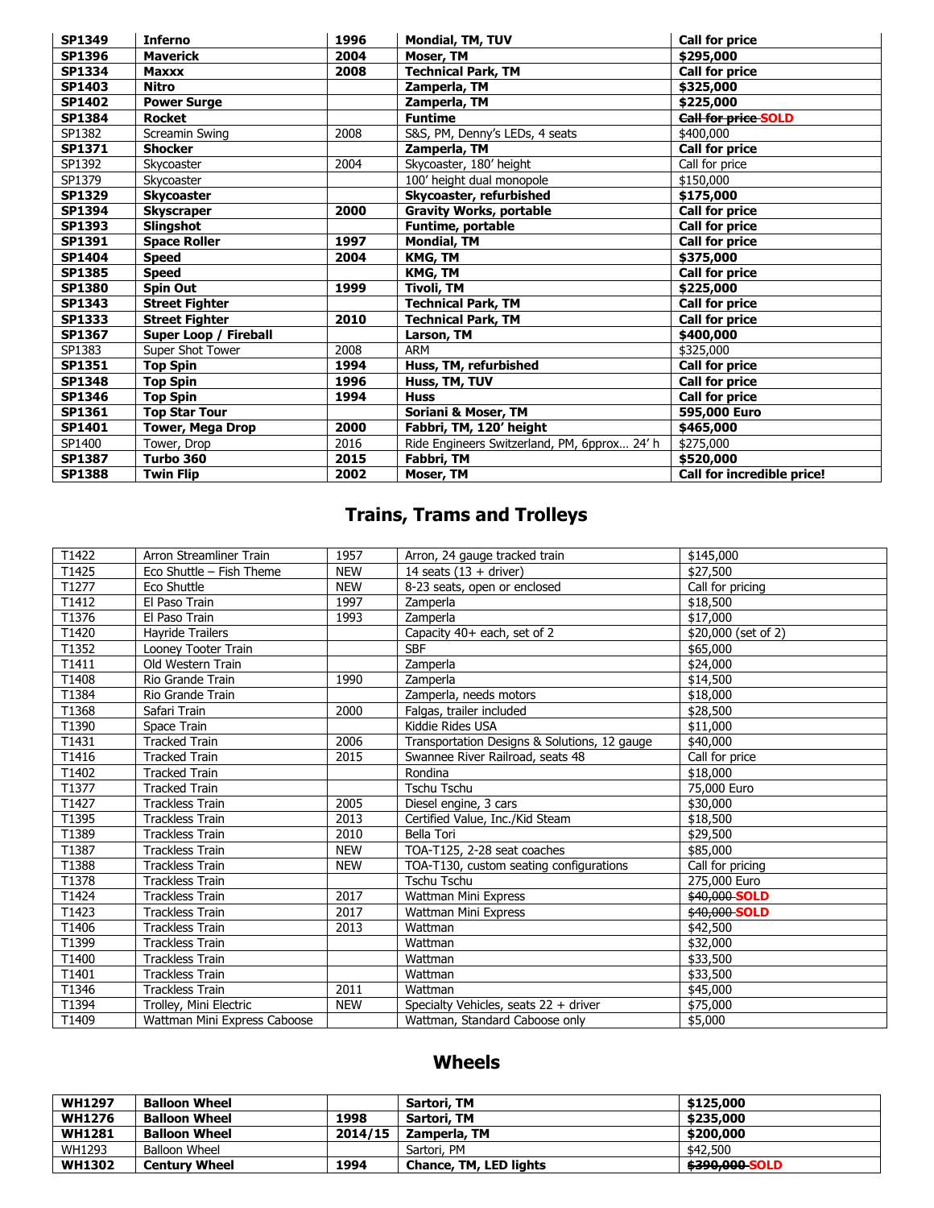| SP1349 | Inferno | 1996 | Mondial, TM, TUV | Call for price |
|---|---|---|---|---|
| SP1396 | Maverick | 2004 | Moser, TM | $295,000 |
| SP1334 | Maxxx | 2008 | Technical Park, TM | Call for price |
| SP1403 | Nitro | | Zamperla, TM | $325,000 |
| SP1402 | Power Surge | | Zamperla, TM | $225,000 |
| SP1384 | Rocket | | Funtime | ~~Call for price~~ SOLD |
| SP1382 | Screamin Swing | 2008 | S&S, PM, Denny's LEDs, 4 seats | $400,000 |
| SP1371 | Shocker | | Zamperla, TM | Call for price |
| SP1392 | Skycoaster | 2004 | Skycoaster, 180' height | Call for price |
| SP1379 | Skycoaster | | 100' height dual monopole | $150,000 |
| SP1329 | Skycoaster | | Skycoaster, refurbished | $175,000 |
| SP1394 | Skyscraper | 2000 | Gravity Works, portable | Call for price |
| SP1393 | Slingshot | | Funtime, portable | Call for price |
| SP1391 | Space Roller | 1997 | Mondial, TM | Call for price |
| SP1404 | Speed | 2004 | KMG, TM | $375,000 |
| SP1385 | Speed | | KMG, TM | Call for price |
| SP1380 | Spin Out | 1999 | Tivoli, TM | $225,000 |
| SP1343 | Street Fighter | | Technical Park, TM | Call for price |
| SP1333 | Street Fighter | 2010 | Technical Park, TM | Call for price |
| SP1367 | Super Loop / Fireball | | Larson, TM | $400,000 |
| SP1383 | Super Shot Tower | 2008 | ARM | $325,000 |
| SP1351 | Top Spin | 1994 | Huss, TM, refurbished | Call for price |
| SP1348 | Top Spin | 1996 | Huss, TM, TUV | Call for price |
| SP1346 | Top Spin | 1994 | Huss | Call for price |
| SP1361 | Top Star Tour | | Soriani & Moser, TM | 595,000 Euro |
| SP1401 | Tower, Mega Drop | 2000 | Fabbri, TM, 120' height | $465,000 |
| SP1400 | Tower, Drop | 2016 | Ride Engineers Switzerland, PM, 6pprox… 24' h | $275,000 |
| SP1387 | Turbo 360 | 2015 | Fabbri, TM | $520,000 |
| SP1388 | Twin Flip | 2002 | Moser, TM | Call for incredible price! |

## Trains, Trams and Trolleys

| T1422 | Arron Streamliner Train | 1957 | Arron, 24 gauge tracked train | $145,000 |
|---|---|---|---|---|
| T1425 | Eco Shuttle – Fish Theme | NEW | 14 seats (13 + driver) | $27,500 |
| T1277 | Eco Shuttle | NEW | 8-23 seats, open or enclosed | Call for pricing |
| T1412 | El Paso Train | 1997 | Zamperla | $18,500 |
| T1376 | El Paso Train | 1993 | Zamperla | $17,000 |
| T1420 | Hayride Trailers | | Capacity 40+ each, set of 2 | $20,000 (set of 2) |
| T1352 | Looney Tooter Train | | SBF | $65,000 |
| T1411 | Old Western Train | | Zamperla | $24,000 |
| T1408 | Rio Grande Train | 1990 | Zamperla | $14,500 |
| T1384 | Rio Grande Train | | Zamperla, needs motors | $18,000 |
| T1368 | Safari Train | 2000 | Falgas, trailer included | $28,500 |
| T1390 | Space Train | | Kiddie Rides USA | $11,000 |
| T1431 | Tracked Train | 2006 | Transportation Designs & Solutions, 12 gauge | $40,000 |
| T1416 | Tracked Train | 2015 | Swannee River Railroad, seats 48 | Call for price |
| T1402 | Tracked Train | | Rondina | $18,000 |
| T1377 | Tracked Train | | Tschu Tschu | 75,000 Euro |
| T1427 | Trackless Train | 2005 | Diesel engine, 3 cars | $30,000 |
| T1395 | Trackless Train | 2013 | Certified Value, Inc./Kid Steam | $18,500 |
| T1389 | Trackless Train | 2010 | Bella Tori | $29,500 |
| T1387 | Trackless Train | NEW | TOA-T125, 2-28 seat coaches | $85,000 |
| T1388 | Trackless Train | NEW | TOA-T130, custom seating configurations | Call for pricing |
| T1378 | Trackless Train | | Tschu Tschu | 275,000 Euro |
| T1424 | Trackless Train | 2017 | Wattman Mini Express | ~~$40,000~~ SOLD |
| T1423 | Trackless Train | 2017 | Wattman Mini Express | ~~$40,000~~ SOLD |
| T1406 | Trackless Train | 2013 | Wattman | $42,500 |
| T1399 | Trackless Train | | Wattman | $32,000 |
| T1400 | Trackless Train | | Wattman | $33,500 |
| T1401 | Trackless Train | | Wattman | $33,500 |
| T1346 | Trackless Train | 2011 | Wattman | $45,000 |
| T1394 | Trolley, Mini Electric | NEW | Specialty Vehicles, seats 22 + driver | $75,000 |
| T1409 | Wattman Mini Express Caboose | | Wattman, Standard Caboose only | $5,000 |

## Wheels

| WH1297 | Balloon Wheel | | Sartori, TM | $125,000 |
|---|---|---|---|---|
| WH1276 | Balloon Wheel | 1998 | Sartori, TM | $235,000 |
| WH1281 | Balloon Wheel | 2014/15 | Zamperla, TM | $200,000 |
| WH1293 | Balloon Wheel | | Sartori, PM | $42,500 |
| WH1302 | Century Wheel | 1994 | Chance, TM, LED lights | ~~$390,000~~ SOLD |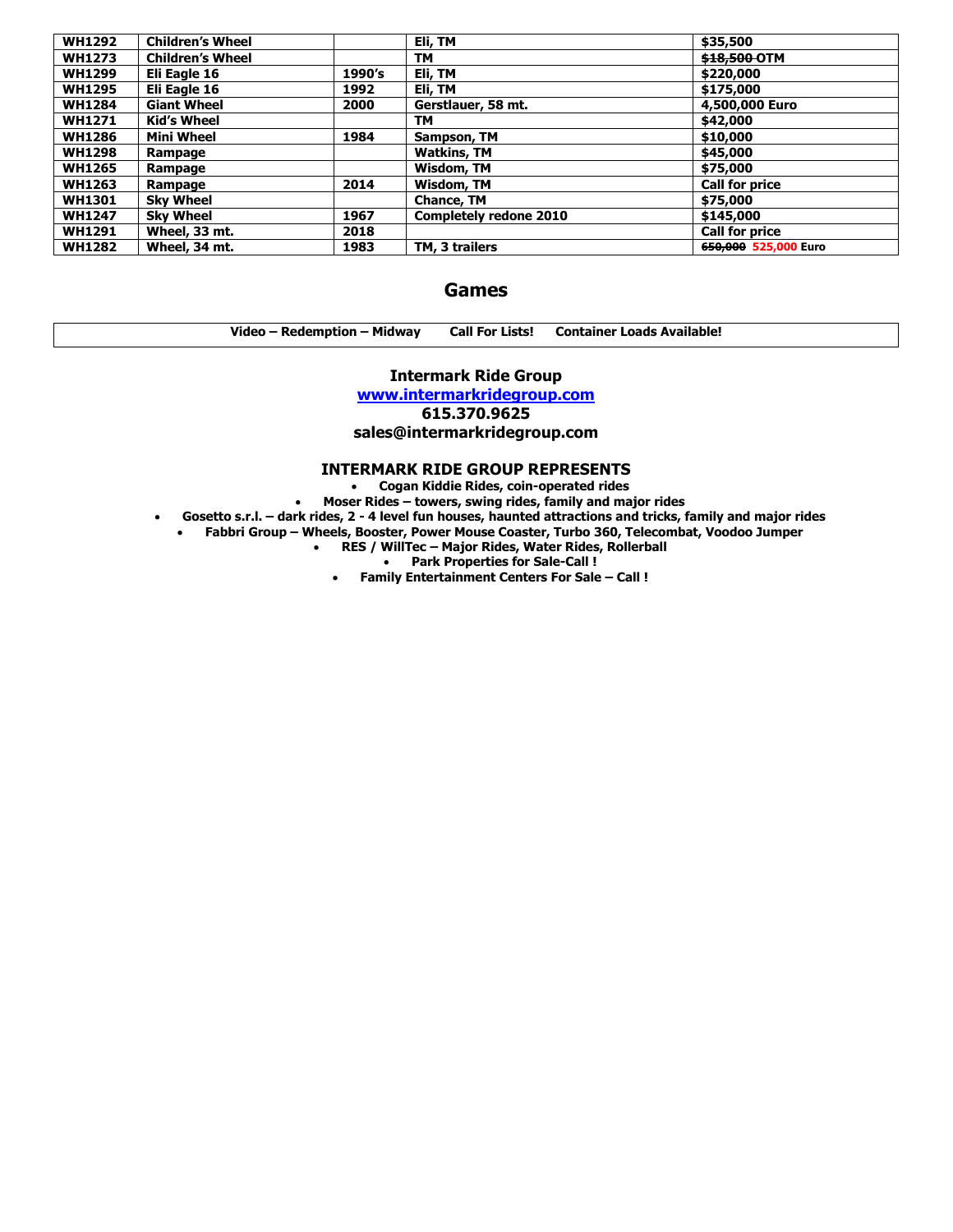| | | | | |
|---|---|---|---|---|
| **WH1292** | **Children's Wheel** | | **Eli, TM** | **$35,500** |
| **WH1273** | **Children's Wheel** | | **TM** | **~~$18,500~~ OTM** |
| **WH1299** | **Eli Eagle 16** | **1990's** | **Eli, TM** | **$220,000** |
| **WH1295** | **Eli Eagle 16** | **1992** | **Eli, TM** | **$175,000** |
| **WH1284** | **Giant Wheel** | **2000** | **Gerstlauer, 58 mt.** | **4,500,000 Euro** |
| **WH1271** | **Kid's Wheel** | | **TM** | **$42,000** |
| **WH1286** | **Mini Wheel** | **1984** | **Sampson, TM** | **$10,000** |
| **WH1298** | **Rampage** | | **Watkins, TM** | **$45,000** |
| **WH1265** | **Rampage** | | **Wisdom, TM** | **$75,000** |
| **WH1263** | **Rampage** | **2014** | **Wisdom, TM** | **Call for price** |
| **WH1301** | **Sky Wheel** | | **Chance, TM** | **$75,000** |
| **WH1247** | **Sky Wheel** | **1967** | **Completely redone 2010** | **$145,000** |
| **WH1291** | **Wheel, 33 mt.** | **2018** | | **Call for price** |
| **WH1282** | **Wheel, 34 mt.** | **1983** | **TM, 3 trailers** | **~~650,000~~ 525,000 Euro** |

## Games

| |
|---|
| **Video – Redemption – Midway Call For Lists! Container Loads Available!** |

**Intermark Ride Group**
**www.intermarkridegroup.com**
**615.370.9625**
**sales@intermarkridegroup.com**

### INTERMARK RIDE GROUP REPRESENTS

- **Cogan Kiddie Rides, coin-operated rides**
- **Moser Rides – towers, swing rides, family and major rides**
- **Gosetto s.r.l. – dark rides, 2 - 4 level fun houses, haunted attractions and tricks, family and major rides**
- **Fabbri Group – Wheels, Booster, Power Mouse Coaster, Turbo 360, Telecombat, Voodoo Jumper**
- **RES / WillTec – Major Rides, Water Rides, Rollerball**
- **Park Properties for Sale-Call !**
- **Family Entertainment Centers For Sale – Call !**